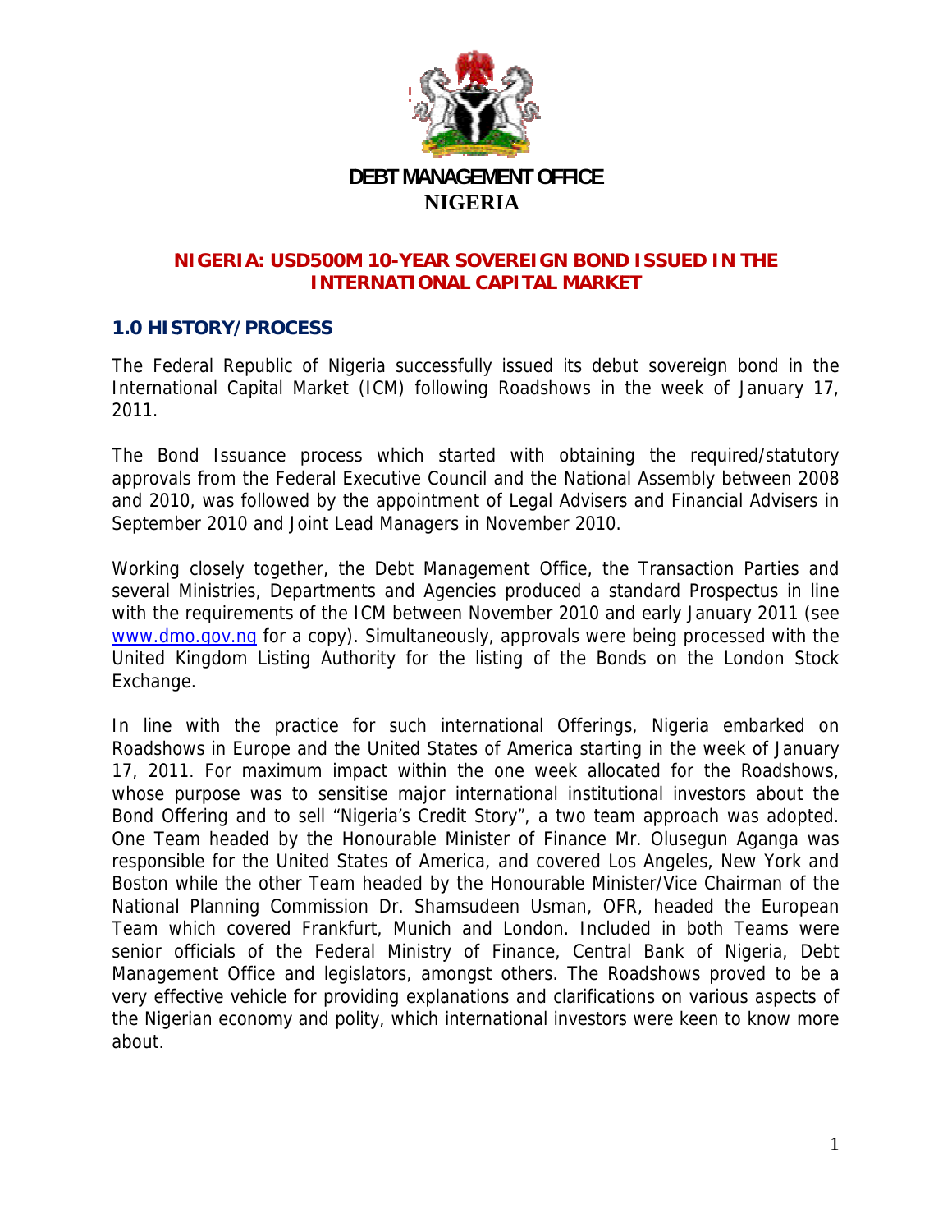# DEBT MANAGEMENT OFFICE
# NIGERIA

## NIGERIA: USD500M 10-YEAR SOVEREIGN BOND ISSUED IN THE INTERNATIONAL CAPITAL MARKET

### 1.0 HISTORY/PROCESS

The Federal Republic of Nigeria successfully issued its debut sovereign bond in the International Capital Market (ICM) following Roadshows in the week of January 17, 2011.

The Bond Issuance process which started with obtaining the required/statutory approvals from the Federal Executive Council and the National Assembly between 2008 and 2010, was followed by the appointment of Legal Advisers and Financial Advisers in September 2010 and Joint Lead Managers in November 2010.

Working closely together, the Debt Management Office, the Transaction Parties and several Ministries, Departments and Agencies produced a standard Prospectus in line with the requirements of the ICM between November 2010 and early January 2011 (see www.dmo.gov.ng for a copy). Simultaneously, approvals were being processed with the United Kingdom Listing Authority for the listing of the Bonds on the London Stock Exchange.

In line with the practice for such international Offerings, Nigeria embarked on Roadshows in Europe and the United States of America starting in the week of January 17, 2011. For maximum impact within the one week allocated for the Roadshows, whose purpose was to sensitise major international institutional investors about the Bond Offering and to sell "Nigeria's Credit Story", a two team approach was adopted. One Team headed by the Honourable Minister of Finance Mr. Olusegun Aganga was responsible for the United States of America, and covered Los Angeles, New York and Boston while the other Team headed by the Honourable Minister/Vice Chairman of the National Planning Commission Dr. Shamsudeen Usman, OFR, headed the European Team which covered Frankfurt, Munich and London. Included in both Teams were senior officials of the Federal Ministry of Finance, Central Bank of Nigeria, Debt Management Office and legislators, amongst others. The Roadshows proved to be a very effective vehicle for providing explanations and clarifications on various aspects of the Nigerian economy and polity, which international investors were keen to know more about.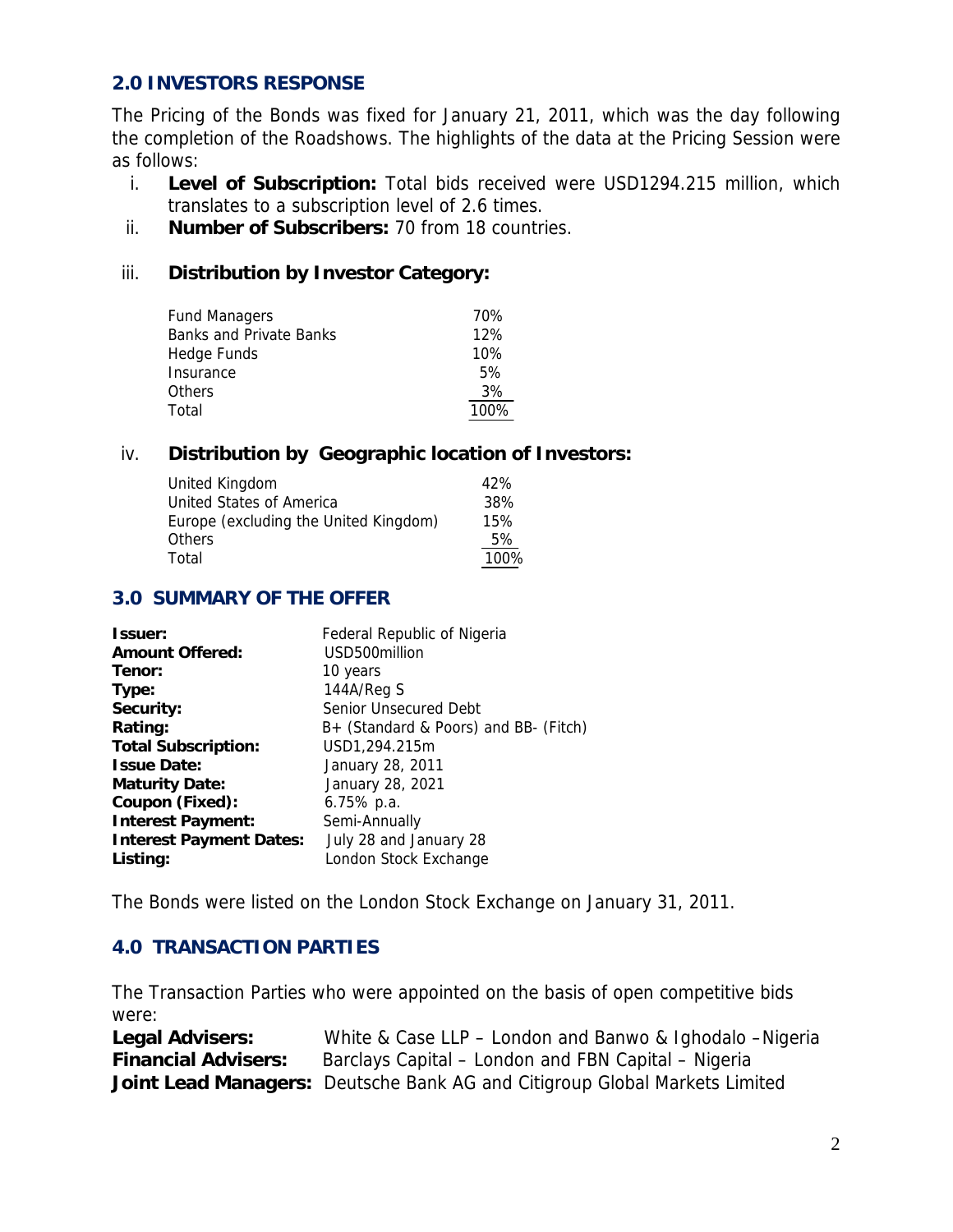## 2.0 INVESTORS RESPONSE

The Pricing of the Bonds was fixed for January 21, 2011, which was the day following the completion of the Roadshows. The highlights of the data at the Pricing Session were as follows:

i. **Level of Subscription:** Total bids received were USD1294.215 million, which translates to a subscription level of 2.6 times.

ii. **Number of Subscribers:** 70 from 18 countries.

iii. **Distribution by Investor Category:**

| | |
|---|---|
| Fund Managers | 70% |
| Banks and Private Banks | 12% |
| Hedge Funds | 10% |
| Insurance | 5% |
| Others | 3% |
| Total | 100% |

iv. **Distribution by Geographic location of Investors:**

| | |
|---|---|
| United Kingdom | 42% |
| United States of America | 38% |
| Europe (excluding the United Kingdom) | 15% |
| Others | 5% |
| Total | 100% |

## 3.0 SUMMARY OF THE OFFER

| | |
|---|---|
| **Issuer:** | Federal Republic of Nigeria |
| **Amount Offered:** | USD500million |
| **Tenor:** | 10 years |
| **Type:** | 144A/Reg S |
| **Security:** | Senior Unsecured Debt |
| **Rating:** | B+ (Standard & Poors) and BB- (Fitch) |
| **Total Subscription:** | USD1,294.215m |
| **Issue Date:** | January 28, 2011 |
| **Maturity Date:** | January 28, 2021 |
| **Coupon (Fixed):** | 6.75% p.a. |
| **Interest Payment:** | Semi-Annually |
| **Interest Payment Dates:** | July 28 and January 28 |
| **Listing:** | London Stock Exchange |

The Bonds were listed on the London Stock Exchange on January 31, 2011.

## 4.0 TRANSACTION PARTIES

The Transaction Parties who were appointed on the basis of open competitive bids were:

| | |
|---|---|
| **Legal Advisers:** | White & Case LLP – London and Banwo & Ighodalo –Nigeria |
| **Financial Advisers:** | Barclays Capital – London and FBN Capital – Nigeria |
| **Joint Lead Managers:** | Deutsche Bank AG and Citigroup Global Markets Limited |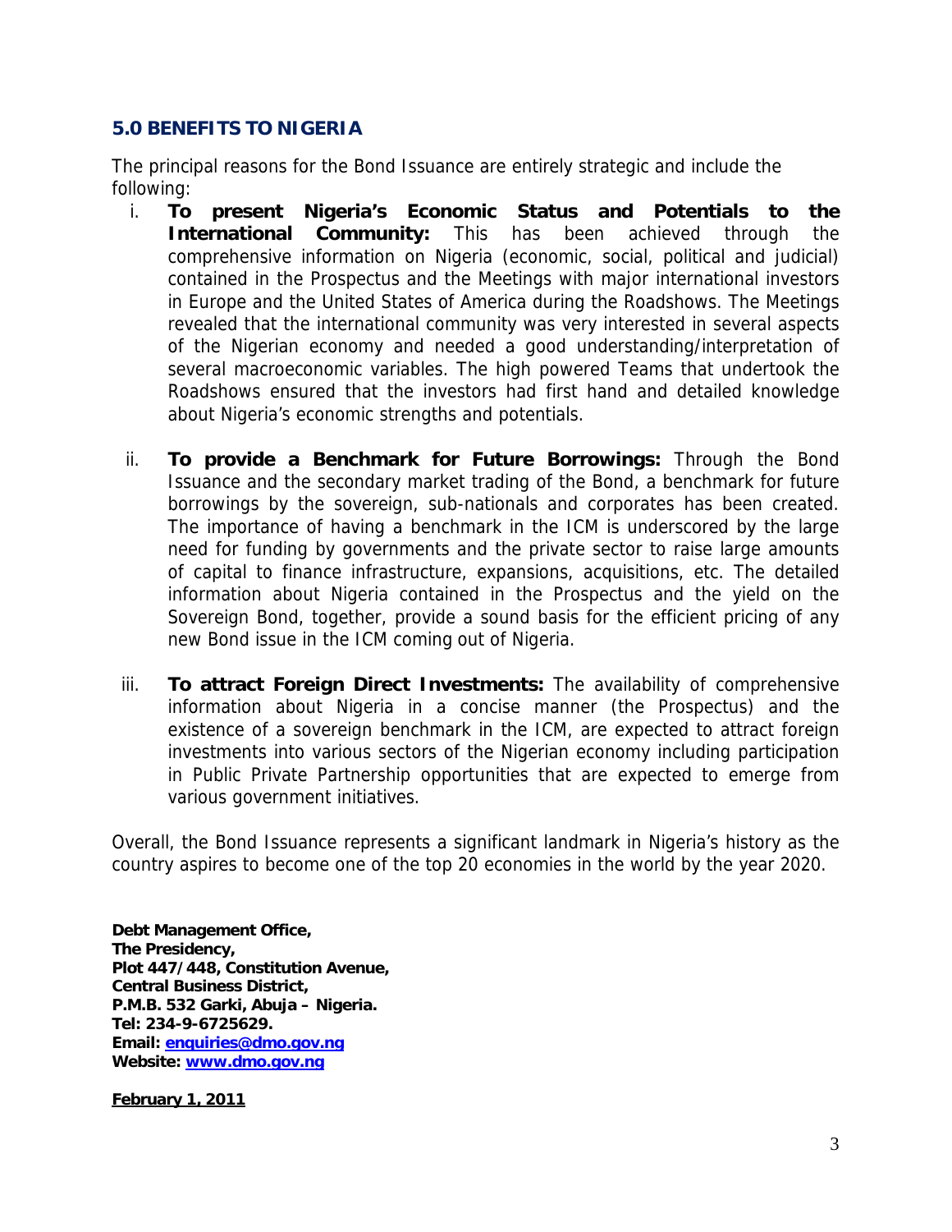## 5.0 BENEFITS TO NIGERIA

The principal reasons for the Bond Issuance are entirely strategic and include the following:

i. **To present Nigeria's Economic Status and Potentials to the International Community:** This has been achieved through the comprehensive information on Nigeria (economic, social, political and judicial) contained in the Prospectus and the Meetings with major international investors in Europe and the United States of America during the Roadshows. The Meetings revealed that the international community was very interested in several aspects of the Nigerian economy and needed a good understanding/interpretation of several macroeconomic variables. The high powered Teams that undertook the Roadshows ensured that the investors had first hand and detailed knowledge about Nigeria's economic strengths and potentials.

ii. **To provide a Benchmark for Future Borrowings:** Through the Bond Issuance and the secondary market trading of the Bond, a benchmark for future borrowings by the sovereign, sub-nationals and corporates has been created. The importance of having a benchmark in the ICM is underscored by the large need for funding by governments and the private sector to raise large amounts of capital to finance infrastructure, expansions, acquisitions, etc. The detailed information about Nigeria contained in the Prospectus and the yield on the Sovereign Bond, together, provide a sound basis for the efficient pricing of any new Bond issue in the ICM coming out of Nigeria.

iii. **To attract Foreign Direct Investments:** The availability of comprehensive information about Nigeria in a concise manner (the Prospectus) and the existence of a sovereign benchmark in the ICM, are expected to attract foreign investments into various sectors of the Nigerian economy including participation in Public Private Partnership opportunities that are expected to emerge from various government initiatives.

Overall, the Bond Issuance represents a significant landmark in Nigeria's history as the country aspires to become one of the top 20 economies in the world by the year 2020.

**Debt Management Office,**
**The Presidency,**
**Plot 447/448, Constitution Avenue,**
**Central Business District,**
**P.M.B. 532 Garki, Abuja – Nigeria.**
**Tel: 234-9-6725629.**
**Email: enquiries@dmo.gov.ng**
**Website: www.dmo.gov.ng**

**February 1, 2011**